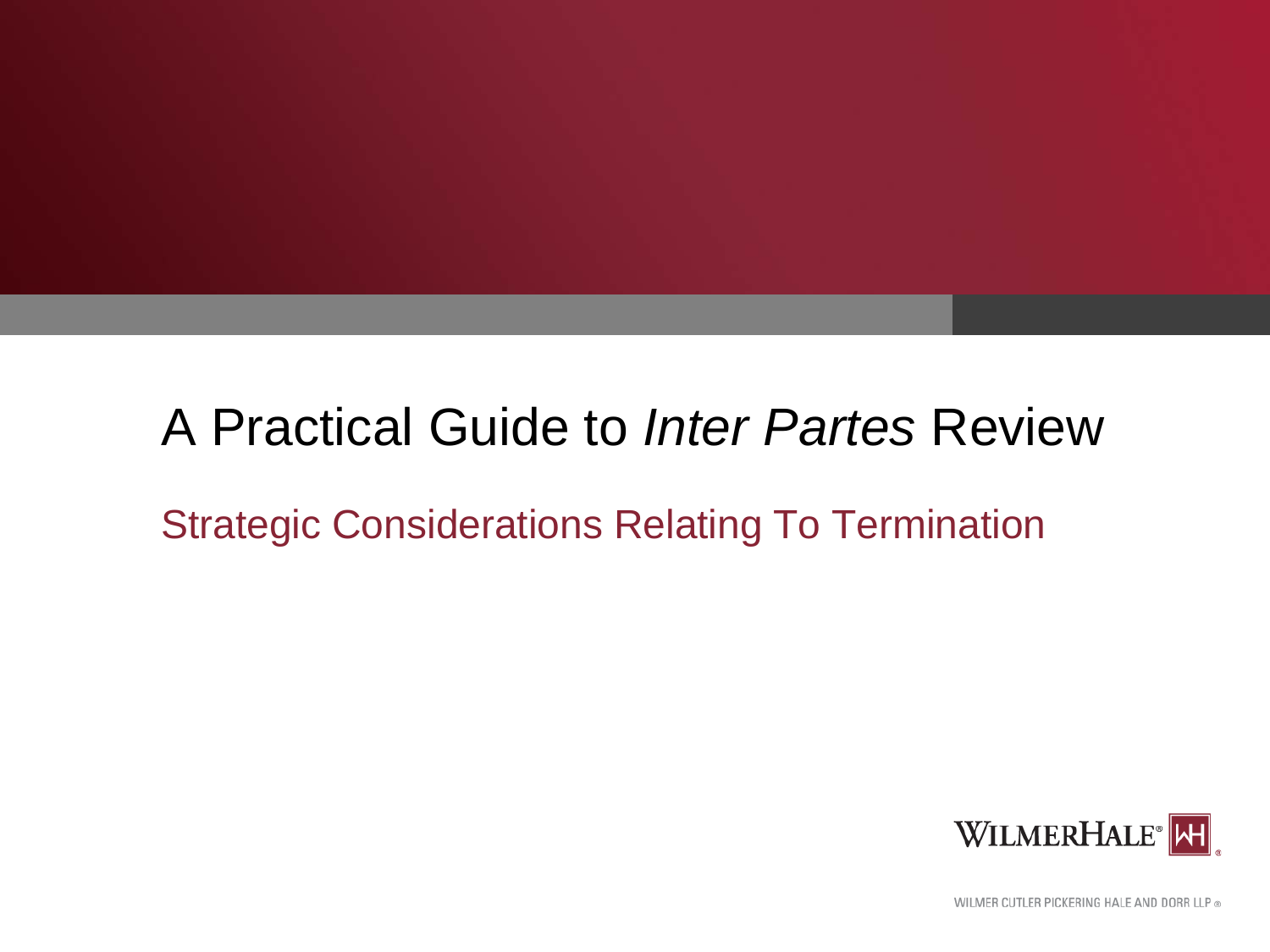# A Practical Guide to *Inter Partes* Review

## Strategic Considerations Relating To Termination

WILMERHALE®

WILMER CUTLER PICKERING HALE AND DORR LLP ®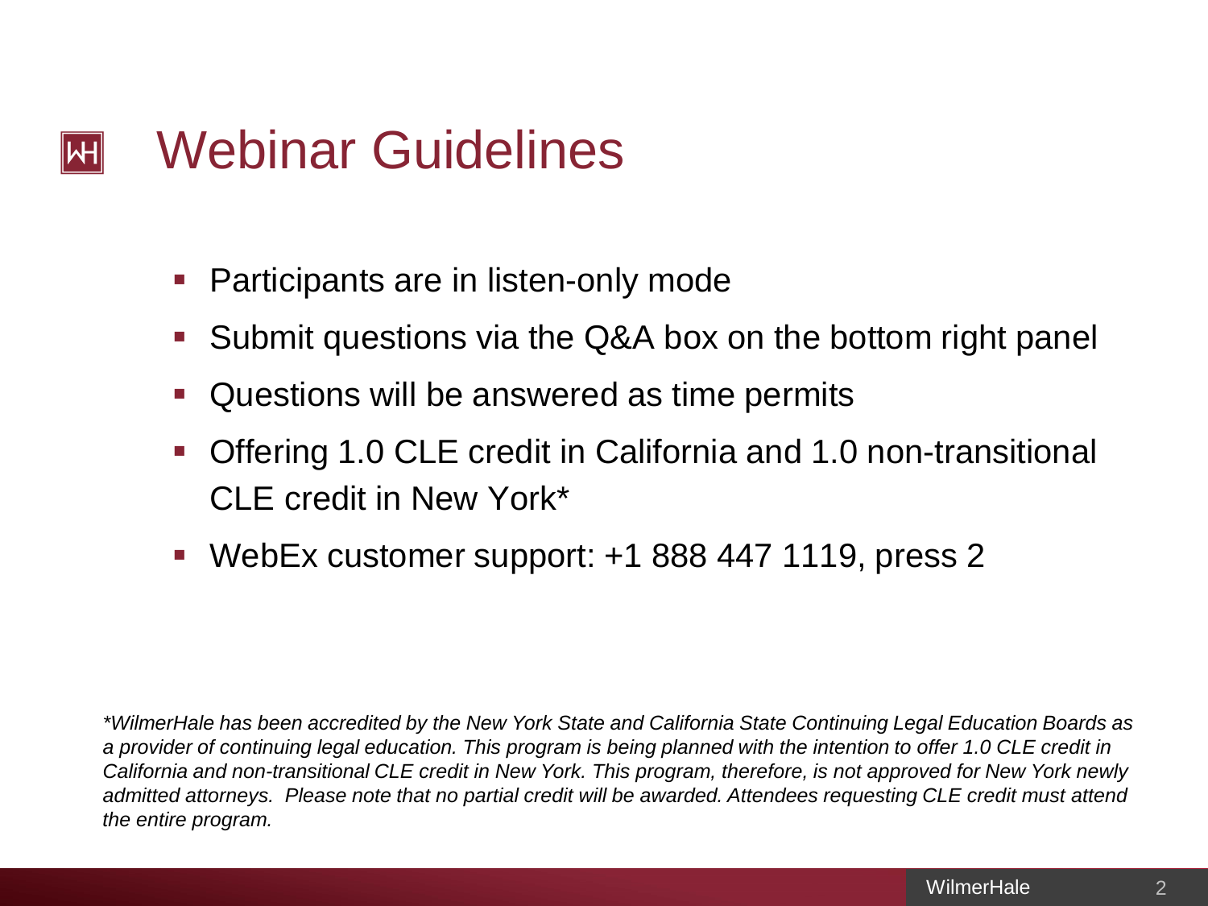# Webinar Guidelines

- Participants are in listen-only mode
- Submit questions via the Q&A box on the bottom right panel
- Questions will be answered as time permits
- Offering 1.0 CLE credit in California and 1.0 non-transitional CLE credit in New York*
- WebEx customer support: +1 888 447 1119, press 2

**Note:** *\*WilmerHale has been accredited by the New York State and California State Continuing Legal Education Boards as a provider of continuing legal education. This program is being planned with the intention to offer 1.0 CLE credit in California and non-transitional CLE credit in New York. This program, therefore, is not approved for New York newly admitted attorneys. Please note that no partial credit will be awarded. Attendees requesting CLE credit must attend the entire program.*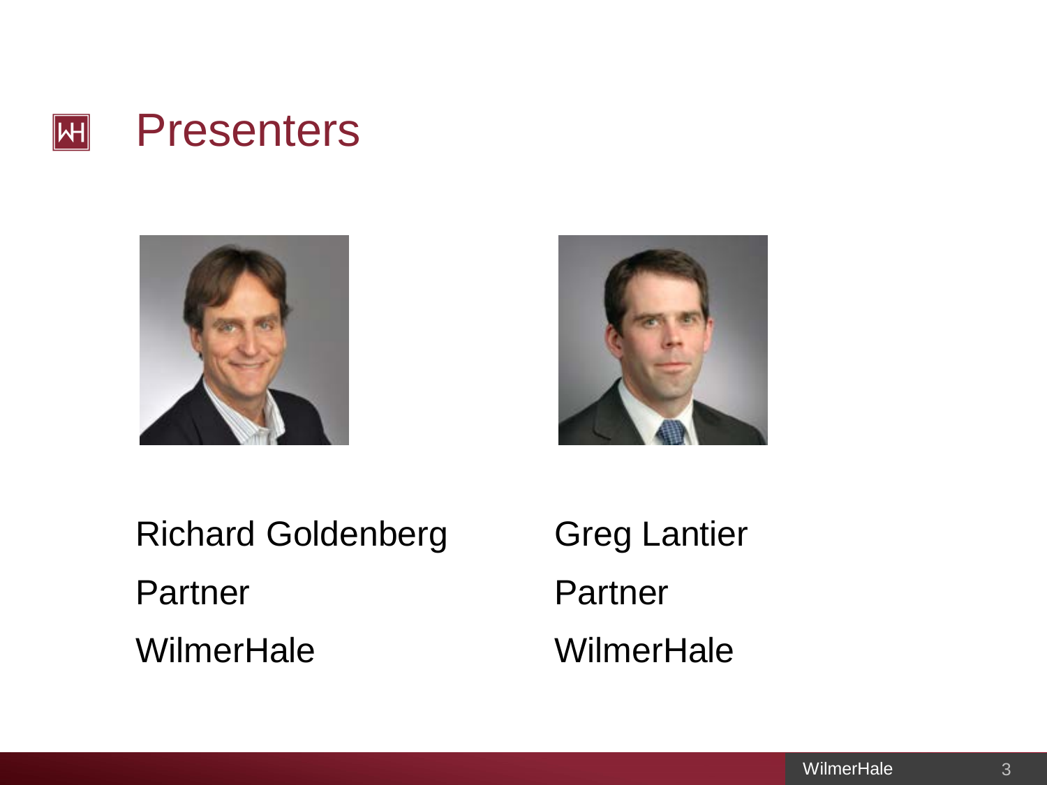# Presenters

Richard Goldenberg

Partner

WilmerHale

Greg Lantier

Partner

WilmerHale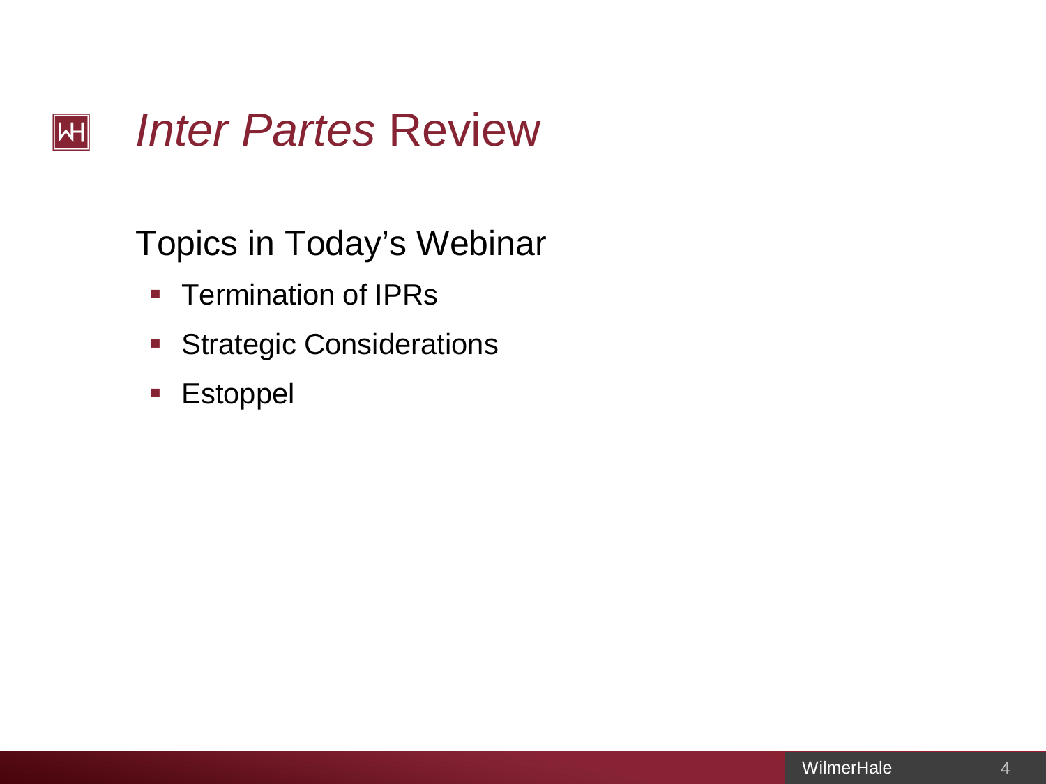# *Inter Partes* Review

## Topics in Today's Webinar

- Termination of IPRs
- Strategic Considerations
- Estoppel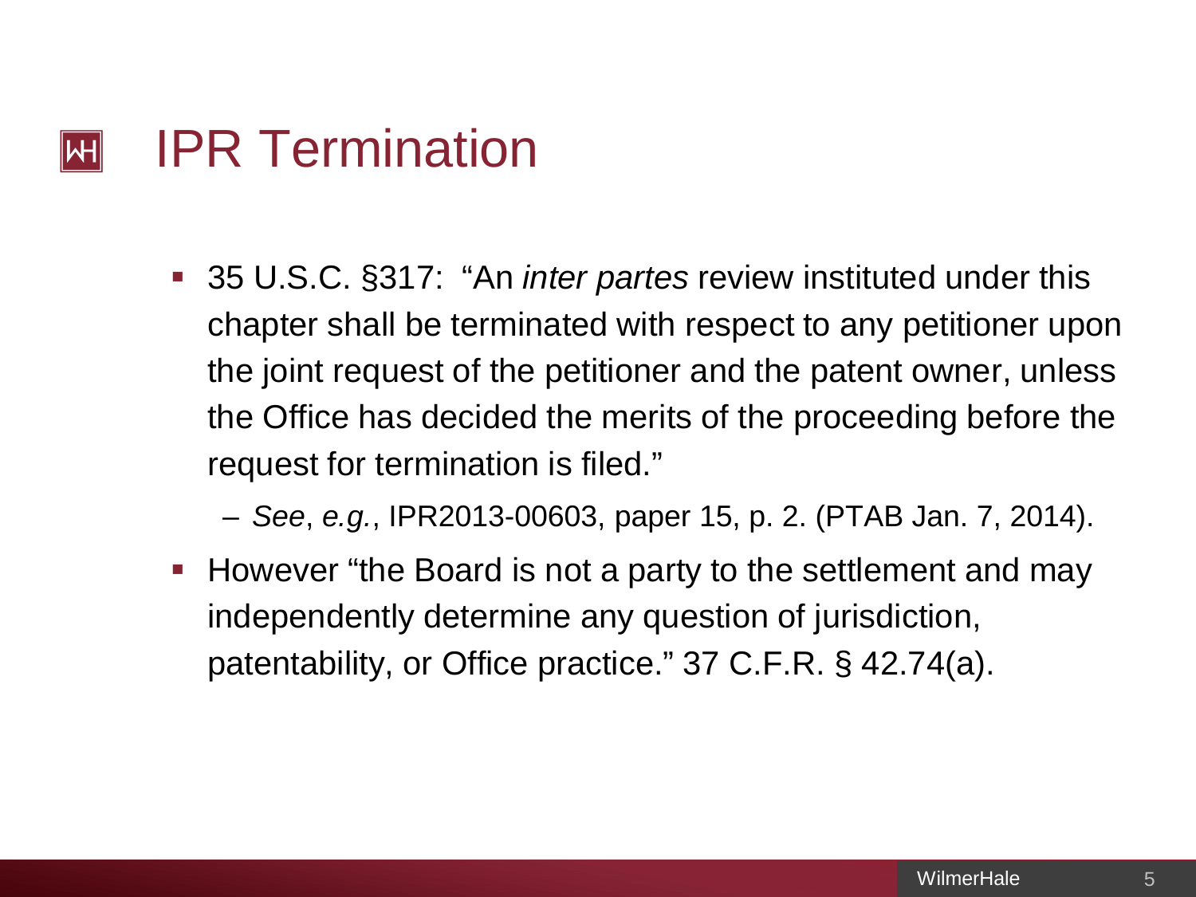# IPR Termination

- 35 U.S.C. §317: "An *inter partes* review instituted under this chapter shall be terminated with respect to any petitioner upon the joint request of the petitioner and the patent owner, unless the Office has decided the merits of the proceeding before the request for termination is filed."
  - *See*, *e.g.*, IPR2013-00603, paper 15, p. 2. (PTAB Jan. 7, 2014).
- However "the Board is not a party to the settlement and may independently determine any question of jurisdiction, patentability, or Office practice." 37 C.F.R. § 42.74(a).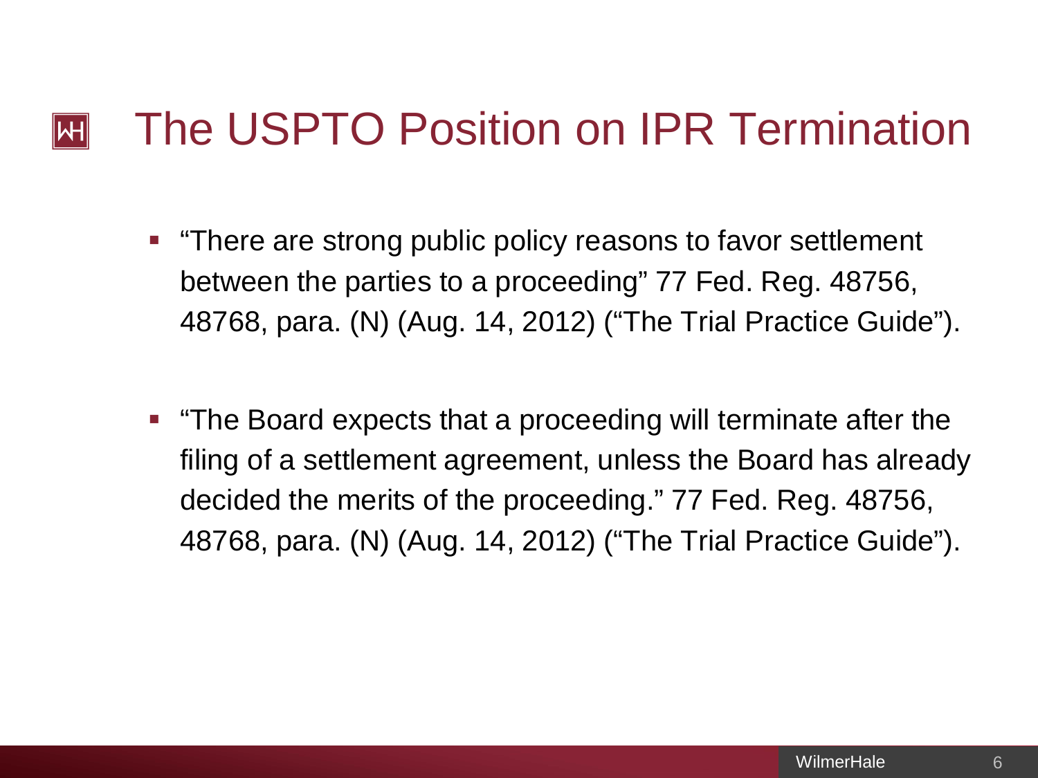# The USPTO Position on IPR Termination

- "There are strong public policy reasons to favor settlement between the parties to a proceeding" 77 Fed. Reg. 48756, 48768, para. (N) (Aug. 14, 2012) ("The Trial Practice Guide").

- "The Board expects that a proceeding will terminate after the filing of a settlement agreement, unless the Board has already decided the merits of the proceeding." 77 Fed. Reg. 48756, 48768, para. (N) (Aug. 14, 2012) ("The Trial Practice Guide").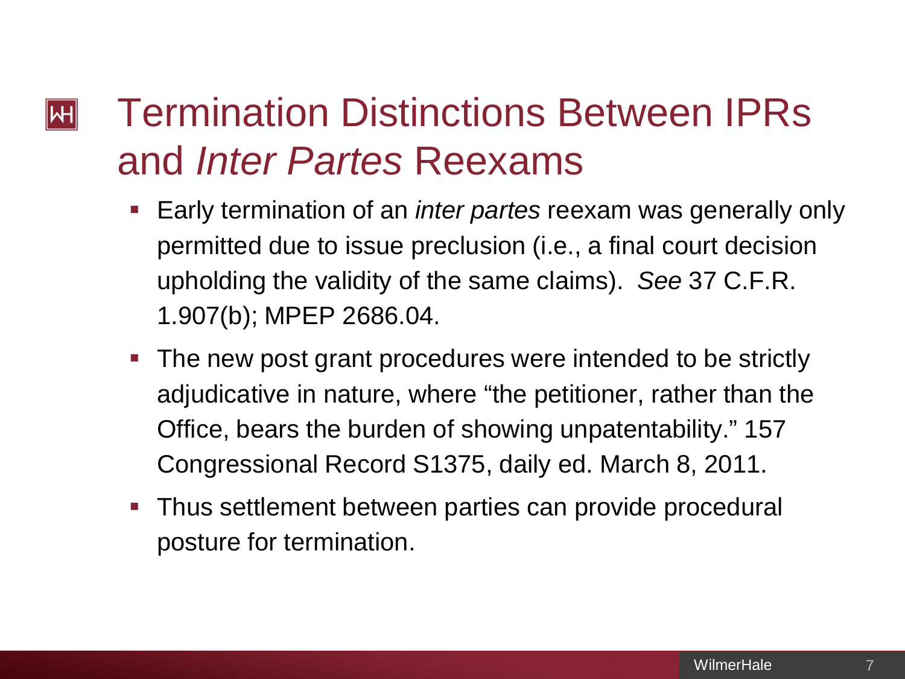# Termination Distinctions Between IPRs and *Inter Partes* Reexams

- Early termination of an *inter partes* reexam was generally only permitted due to issue preclusion (i.e., a final court decision upholding the validity of the same claims). *See* 37 C.F.R. 1.907(b); MPEP 2686.04.
- The new post grant procedures were intended to be strictly adjudicative in nature, where "the petitioner, rather than the Office, bears the burden of showing unpatentability." 157 Congressional Record S1375, daily ed. March 8, 2011.
- Thus settlement between parties can provide procedural posture for termination.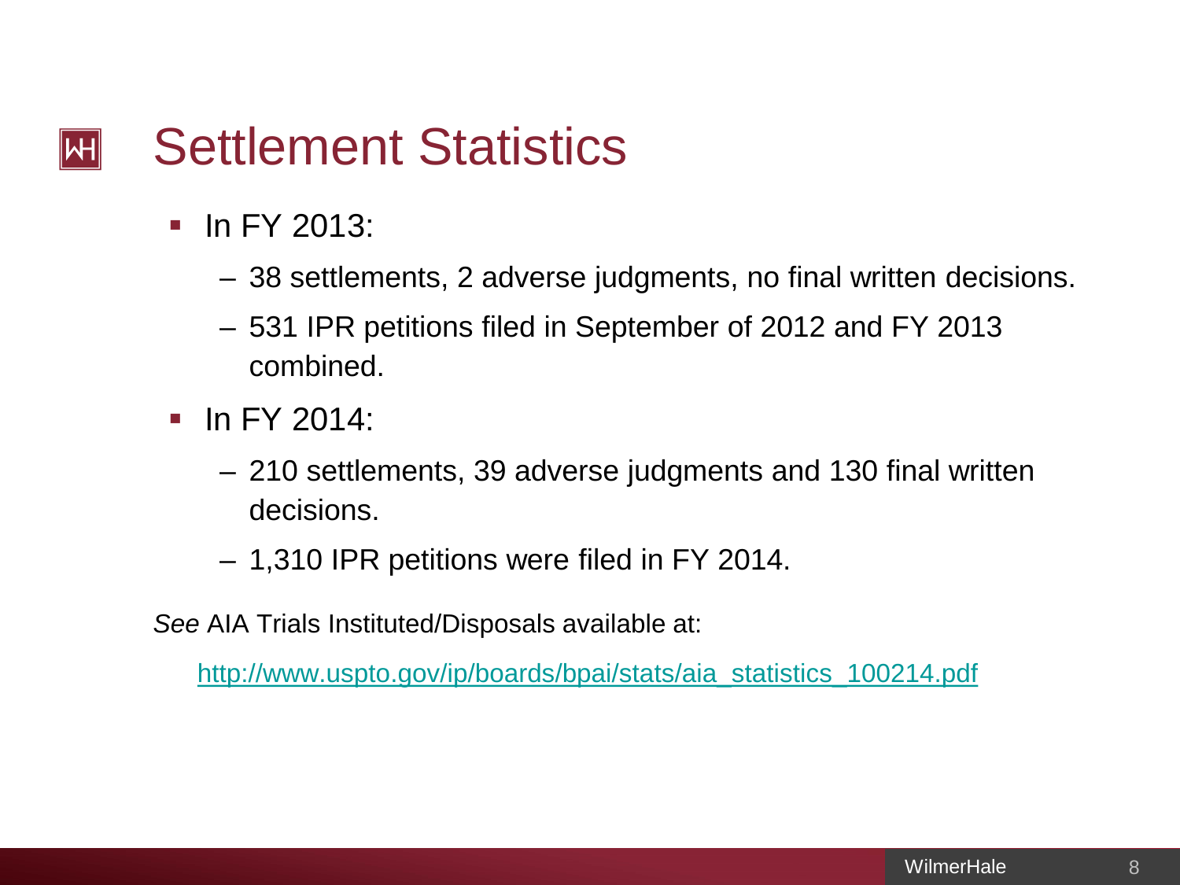# Settlement Statistics

- In FY 2013:
  - 38 settlements, 2 adverse judgments, no final written decisions.
  - 531 IPR petitions filed in September of 2012 and FY 2013 combined.
- In FY 2014:
  - 210 settlements, 39 adverse judgments and 130 final written decisions.
  - 1,310 IPR petitions were filed in FY 2014.

*See* AIA Trials Instituted/Disposals available at:

http://www.uspto.gov/ip/boards/bpai/stats/aia_statistics_100214.pdf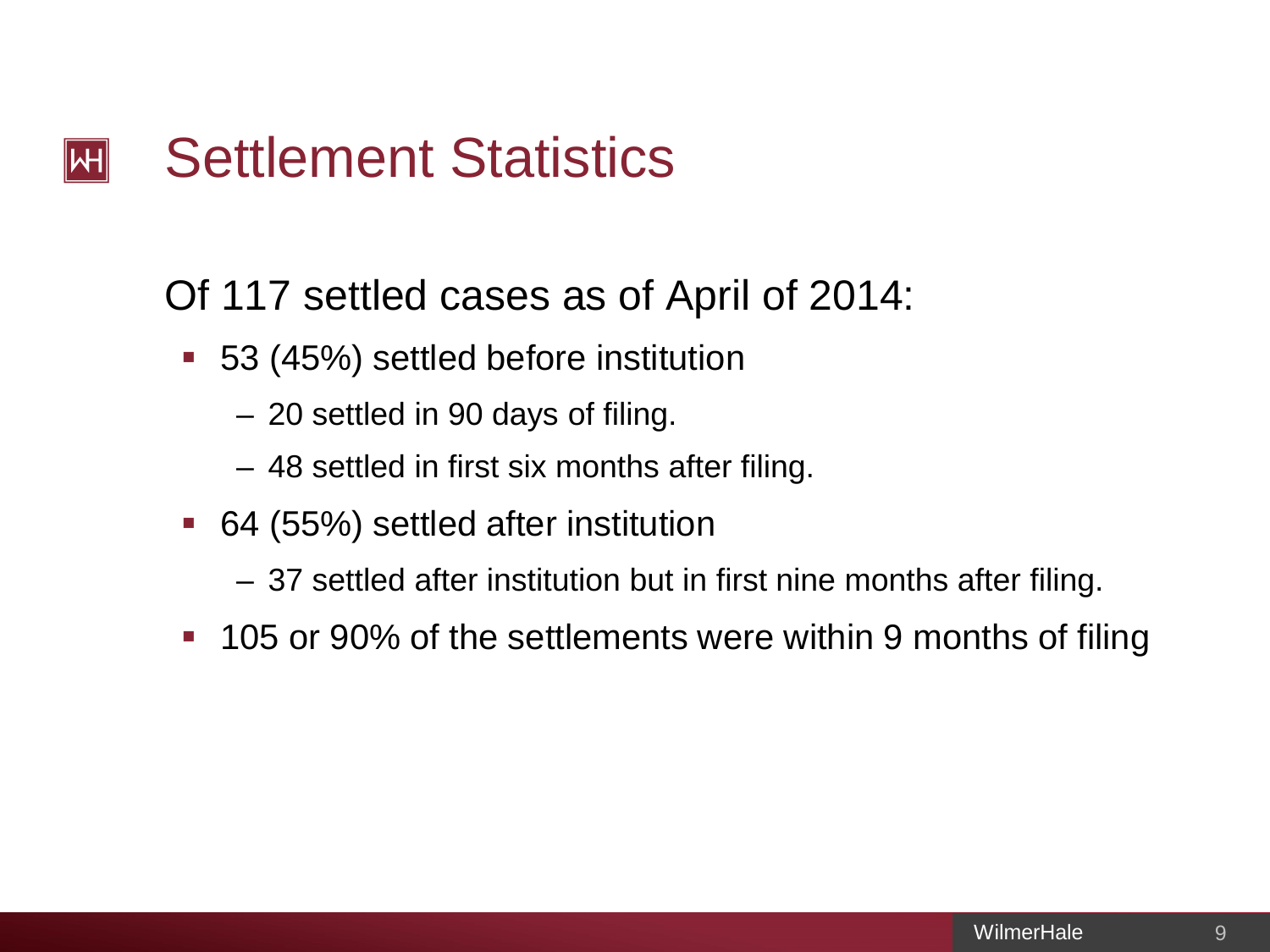# Settlement Statistics

Of 117 settled cases as of April of 2014:

- 53 (45%) settled before institution
  - 20 settled in 90 days of filing.
  - 48 settled in first six months after filing.
- 64 (55%) settled after institution
  - 37 settled after institution but in first nine months after filing.
- 105 or 90% of the settlements were within 9 months of filing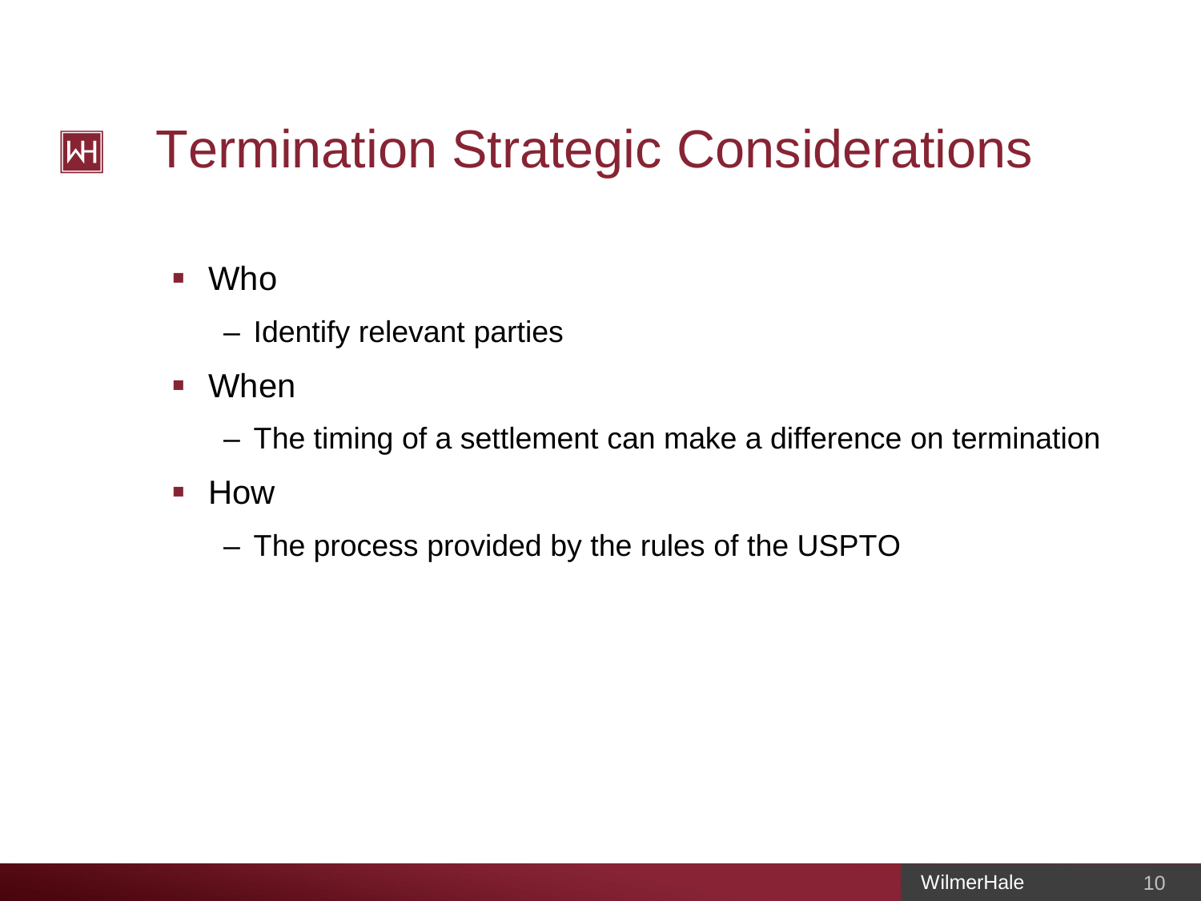# Termination Strategic Considerations

- Who
  - Identify relevant parties
- When
  - The timing of a settlement can make a difference on termination
- How
  - The process provided by the rules of the USPTO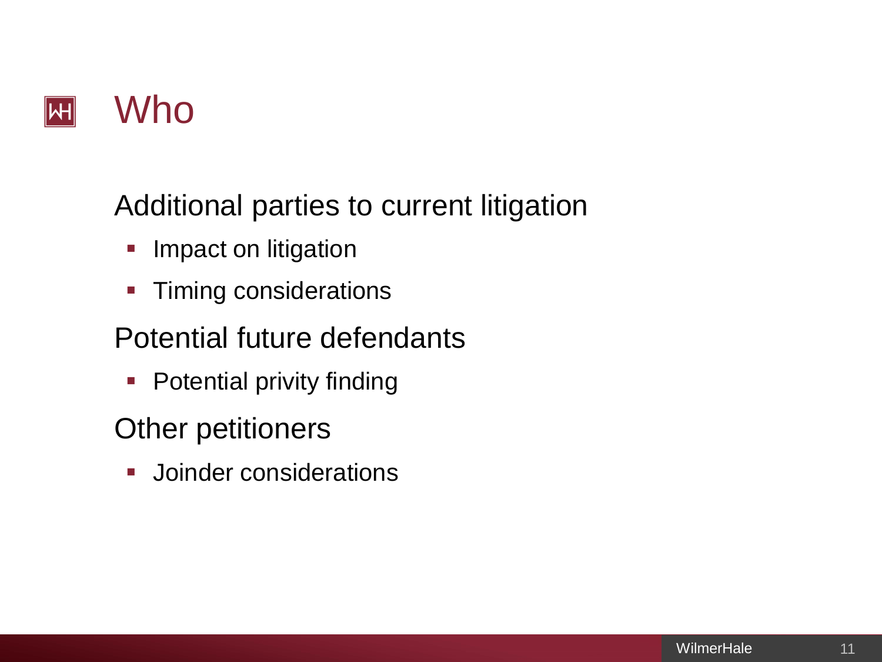# Who

Additional parties to current litigation

- Impact on litigation
- Timing considerations

Potential future defendants

- Potential privity finding

Other petitioners

- Joinder considerations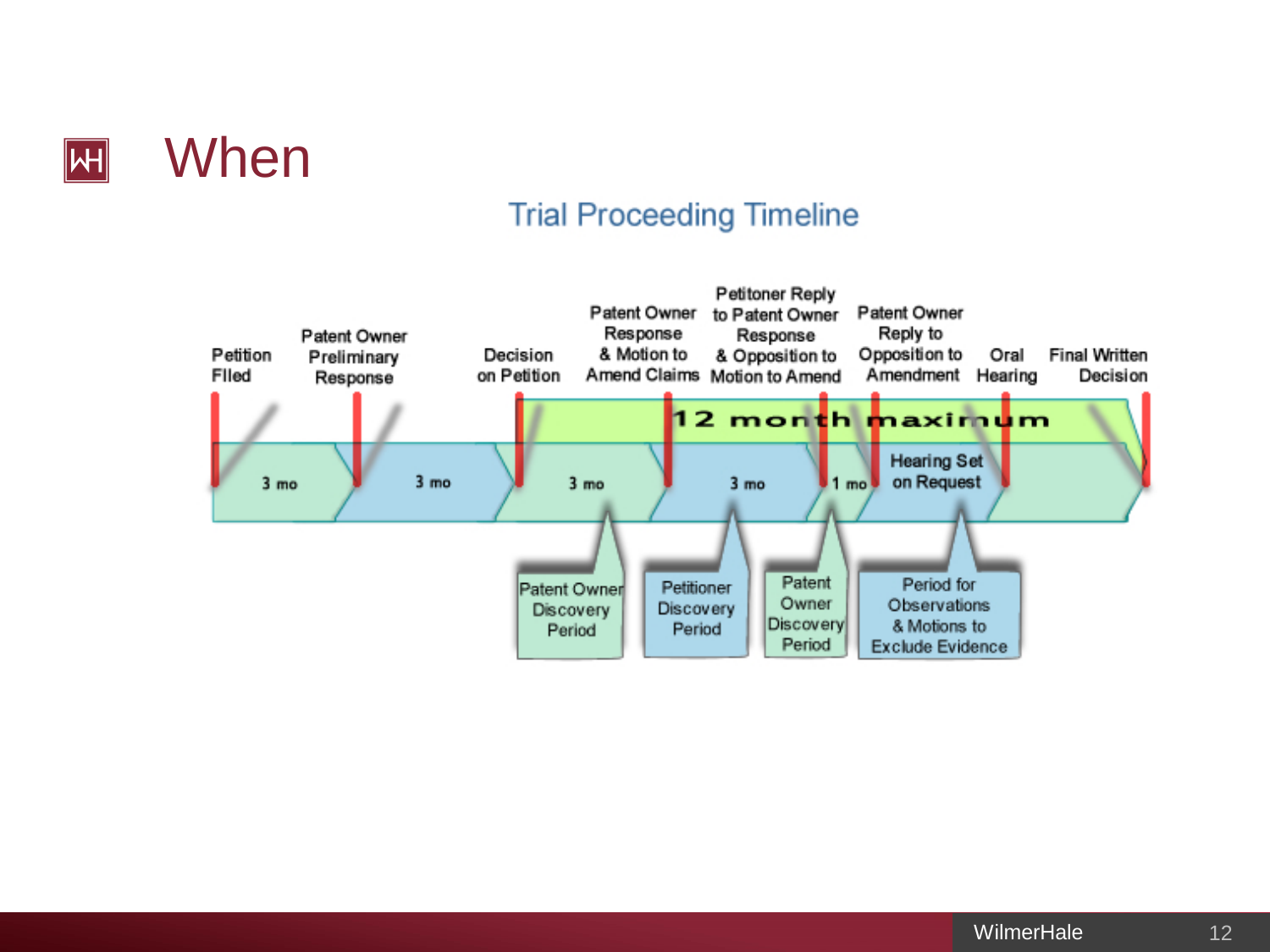# When

## Trial Proceeding Timeline

Petition Filed | Patent Owner Preliminary Response | Decision on Petition | Patent Owner Response & Motion to Amend Claims | Petitoner Reply to Patent Owner Response & Opposition to Motion to Amend | Patent Owner Reply to Opposition to Amendment | Oral Hearing | Final Written Decision

12 month maximum

3 mo | 3 mo | 3 mo | 3 mo | 1 mo | Hearing Set on Request

Patent Owner Discovery Period

Petitioner Discovery Period

Patent Owner Discovery Period

Period for Observations & Motions to Exclude Evidence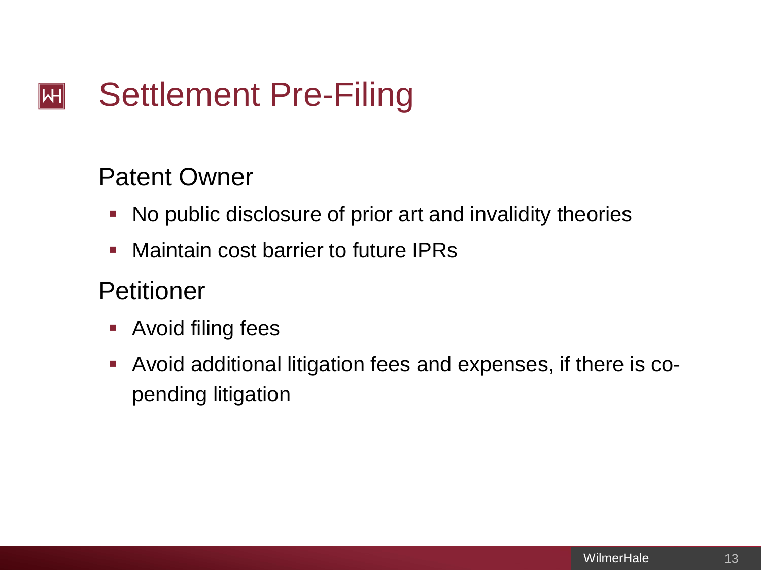# Settlement Pre-Filing

## Patent Owner

- No public disclosure of prior art and invalidity theories
- Maintain cost barrier to future IPRs

## Petitioner

- Avoid filing fees
- Avoid additional litigation fees and expenses, if there is co-pending litigation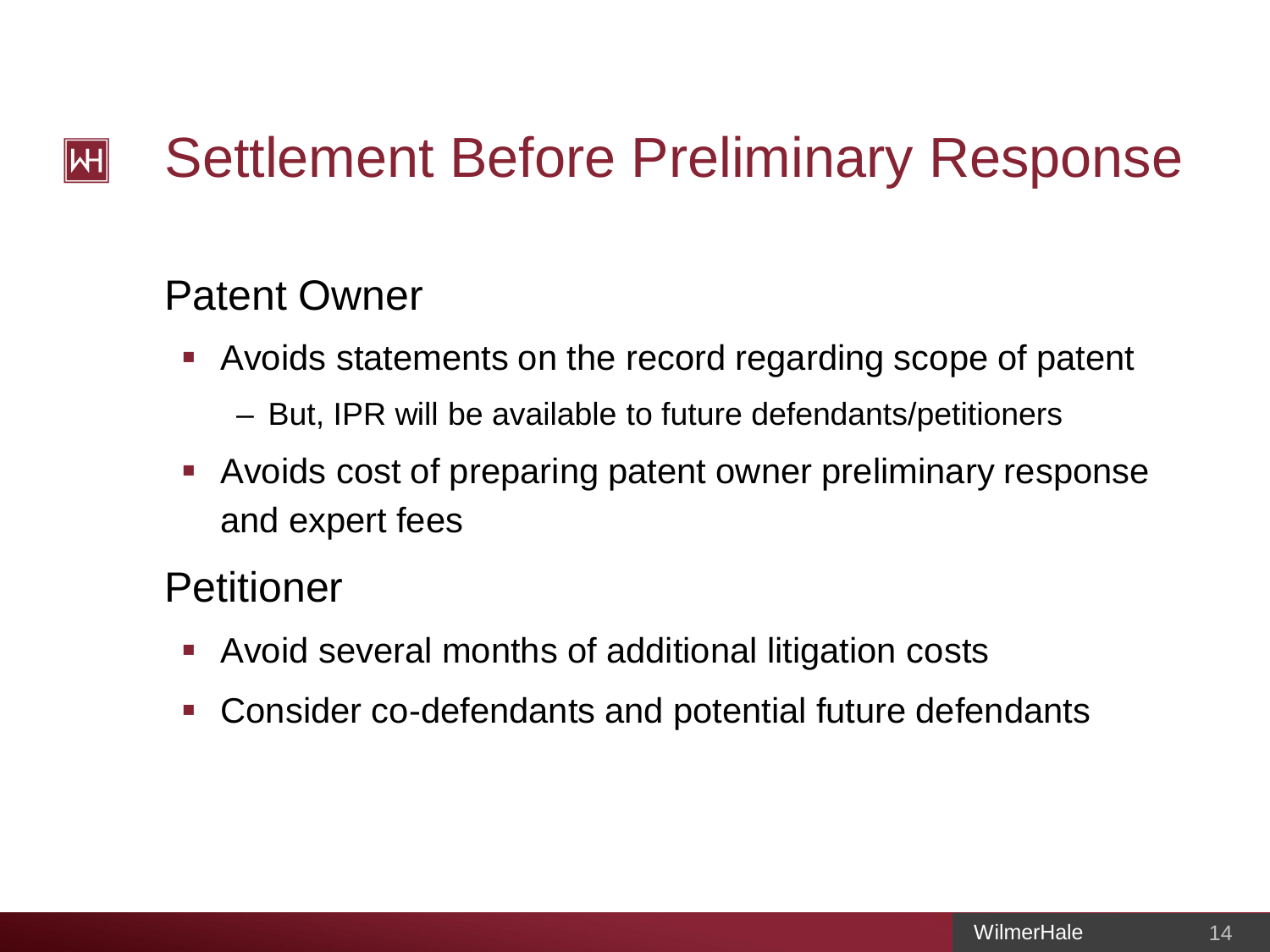# Settlement Before Preliminary Response

## Patent Owner

- Avoids statements on the record regarding scope of patent
  - But, IPR will be available to future defendants/petitioners
- Avoids cost of preparing patent owner preliminary response and expert fees

## Petitioner

- Avoid several months of additional litigation costs
- Consider co-defendants and potential future defendants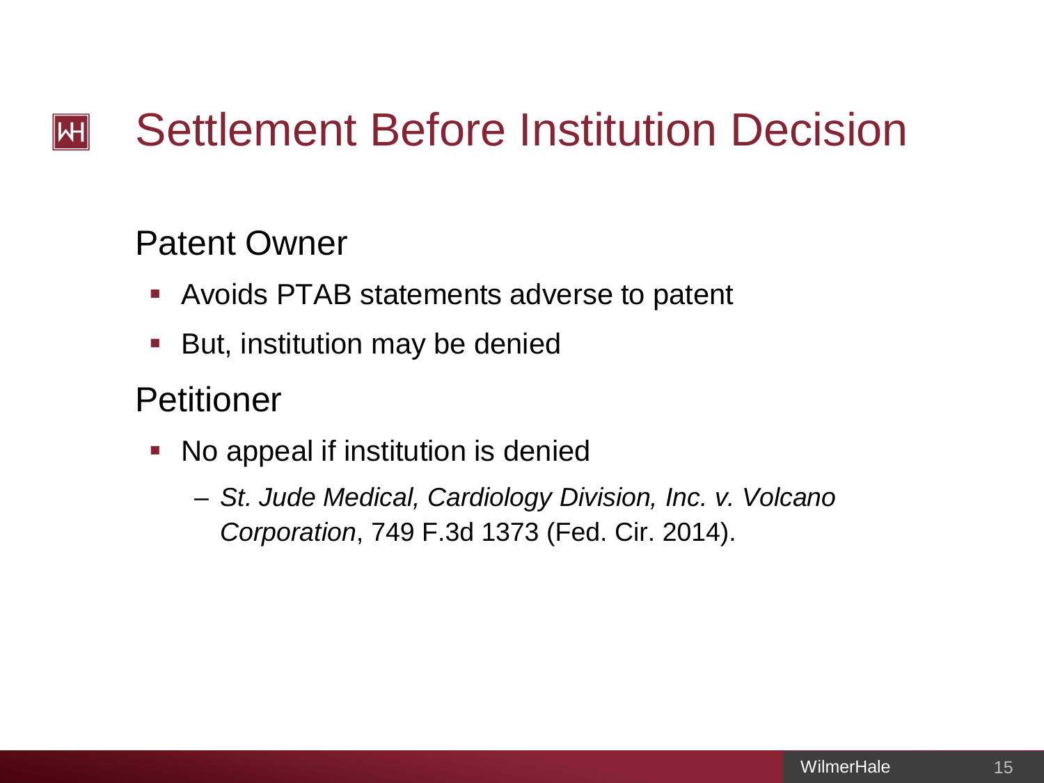# Settlement Before Institution Decision

## Patent Owner

- Avoids PTAB statements adverse to patent
- But, institution may be denied

## Petitioner

- No appeal if institution is denied
  - *St. Jude Medical, Cardiology Division, Inc. v. Volcano Corporation*, 749 F.3d 1373 (Fed. Cir. 2014).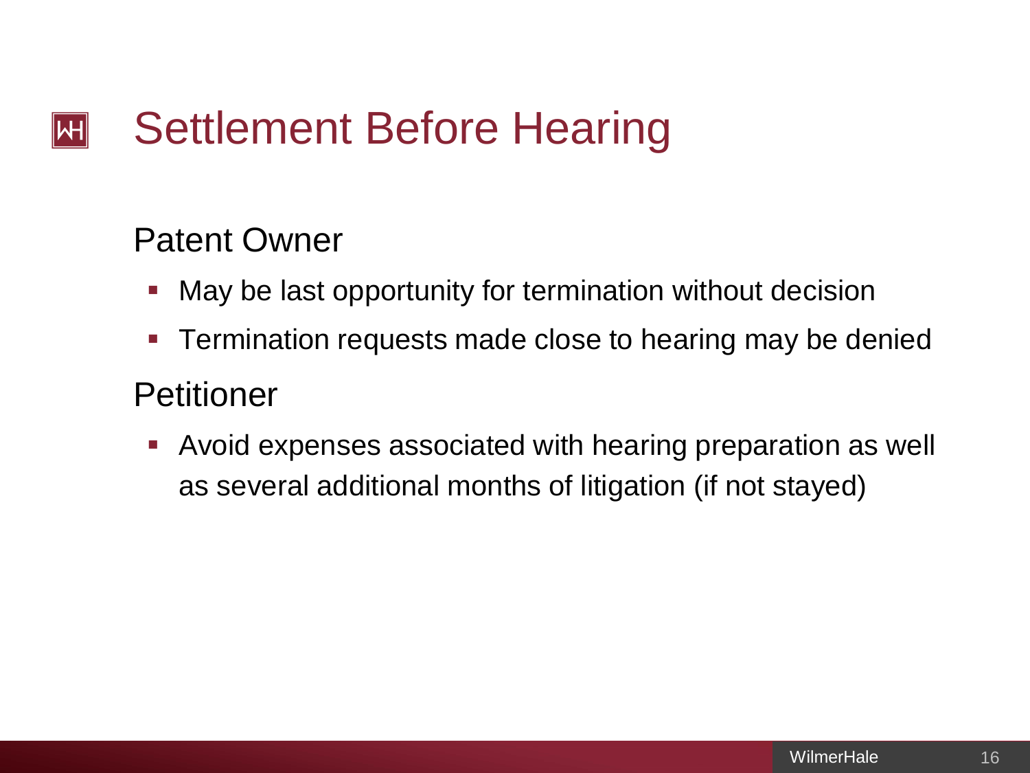# Settlement Before Hearing

## Patent Owner

- May be last opportunity for termination without decision
- Termination requests made close to hearing may be denied

## Petitioner

- Avoid expenses associated with hearing preparation as well as several additional months of litigation (if not stayed)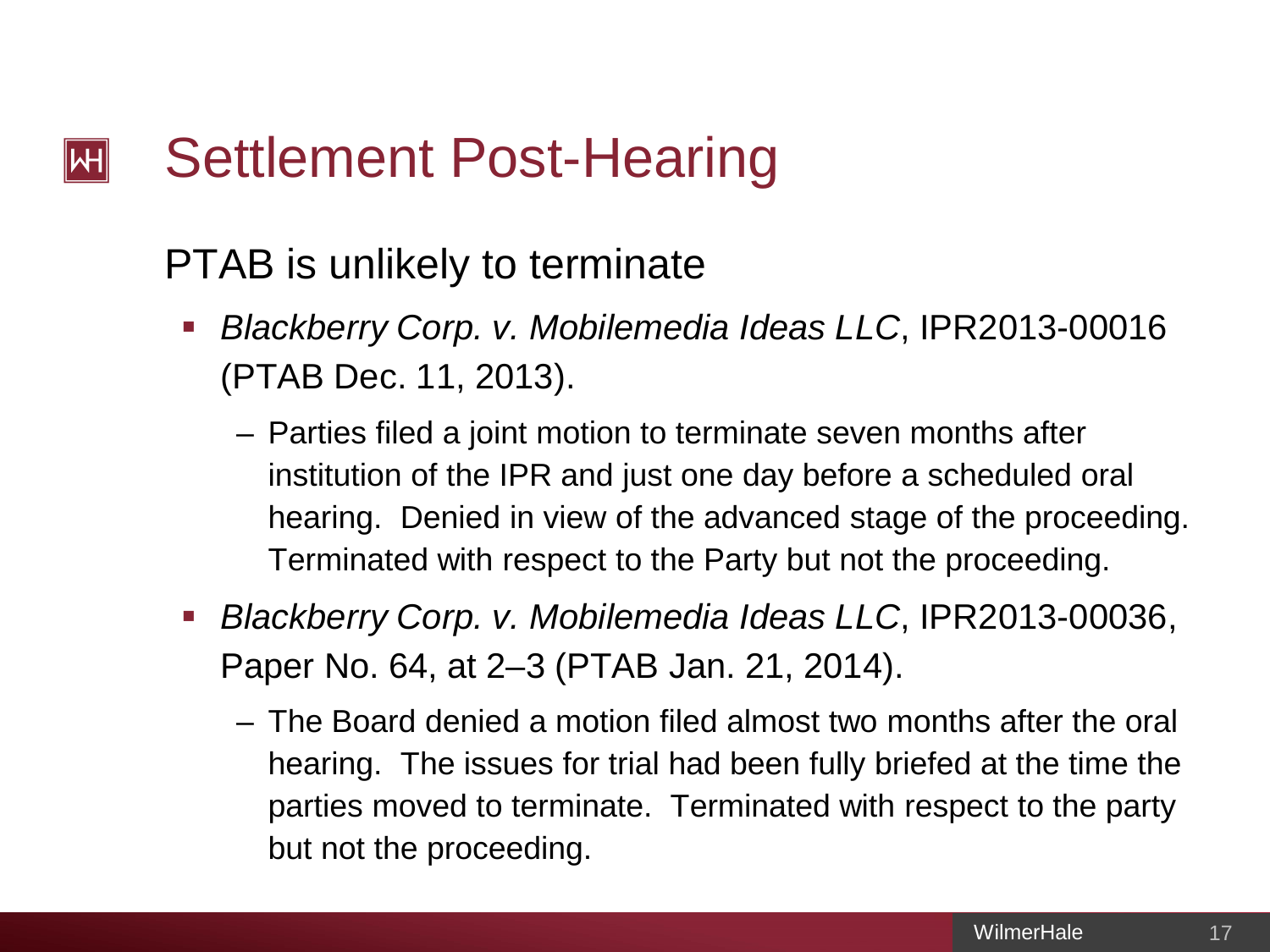# Settlement Post-Hearing

## PTAB is unlikely to terminate

- *Blackberry Corp. v. Mobilemedia Ideas LLC*, IPR2013-00016 (PTAB Dec. 11, 2013).
  - Parties filed a joint motion to terminate seven months after institution of the IPR and just one day before a scheduled oral hearing. Denied in view of the advanced stage of the proceeding. Terminated with respect to the Party but not the proceeding.
- *Blackberry Corp. v. Mobilemedia Ideas LLC*, IPR2013-00036, Paper No. 64, at 2–3 (PTAB Jan. 21, 2014).
  - The Board denied a motion filed almost two months after the oral hearing. The issues for trial had been fully briefed at the time the parties moved to terminate. Terminated with respect to the party but not the proceeding.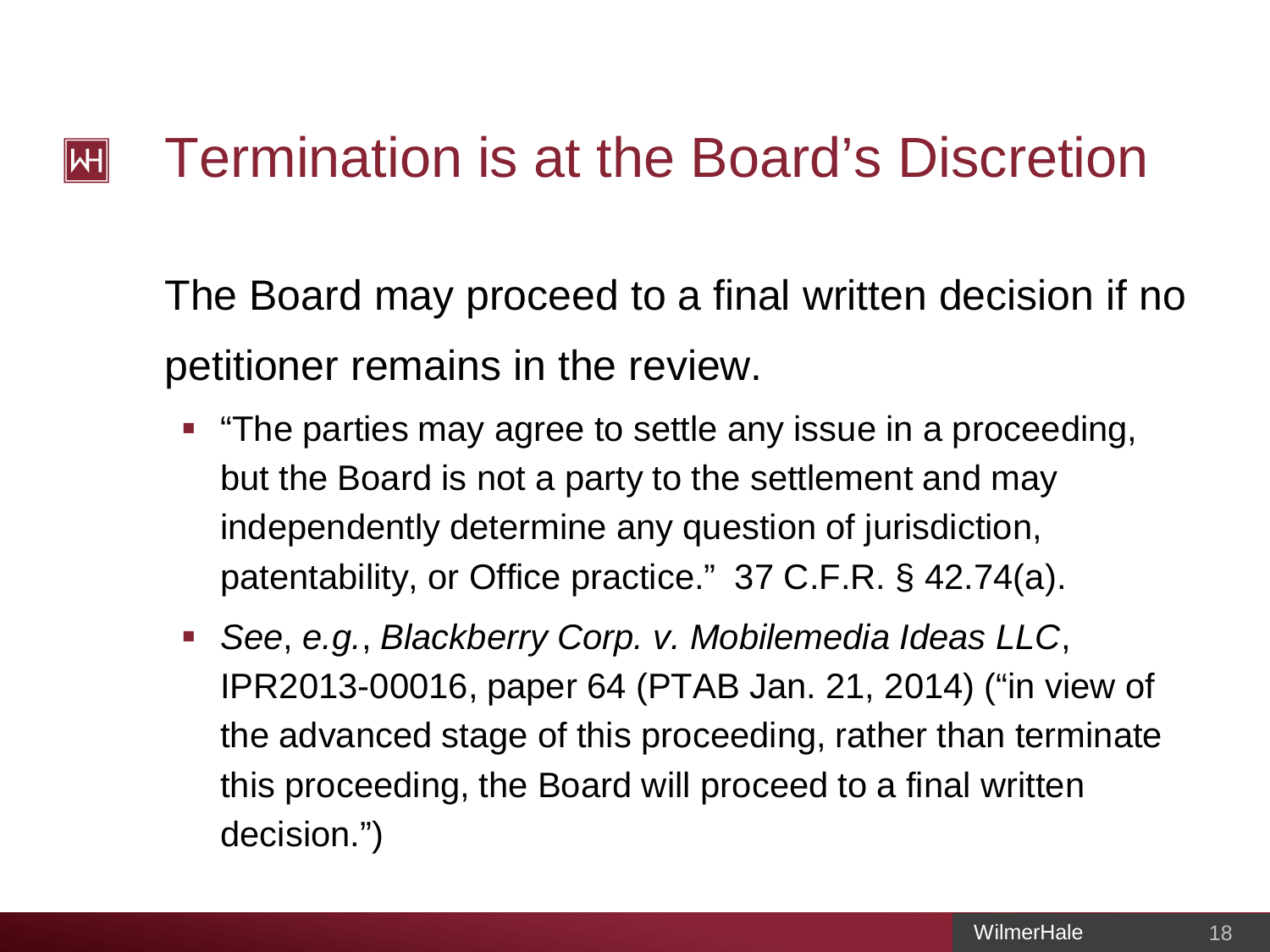# Termination is at the Board's Discretion

The Board may proceed to a final written decision if no petitioner remains in the review.

- "The parties may agree to settle any issue in a proceeding, but the Board is not a party to the settlement and may independently determine any question of jurisdiction, patentability, or Office practice." 37 C.F.R. § 42.74(a).
- *See*, *e.g.*, *Blackberry Corp. v. Mobilemedia Ideas LLC*, IPR2013-00016, paper 64 (PTAB Jan. 21, 2014) ("in view of the advanced stage of this proceeding, rather than terminate this proceeding, the Board will proceed to a final written decision.")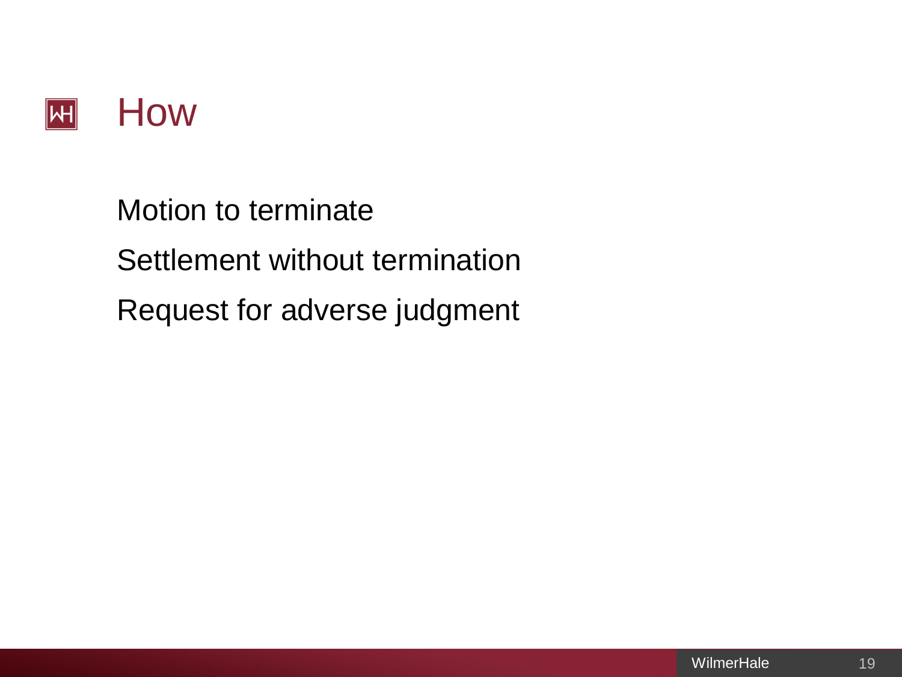# How

Motion to terminate

Settlement without termination

Request for adverse judgment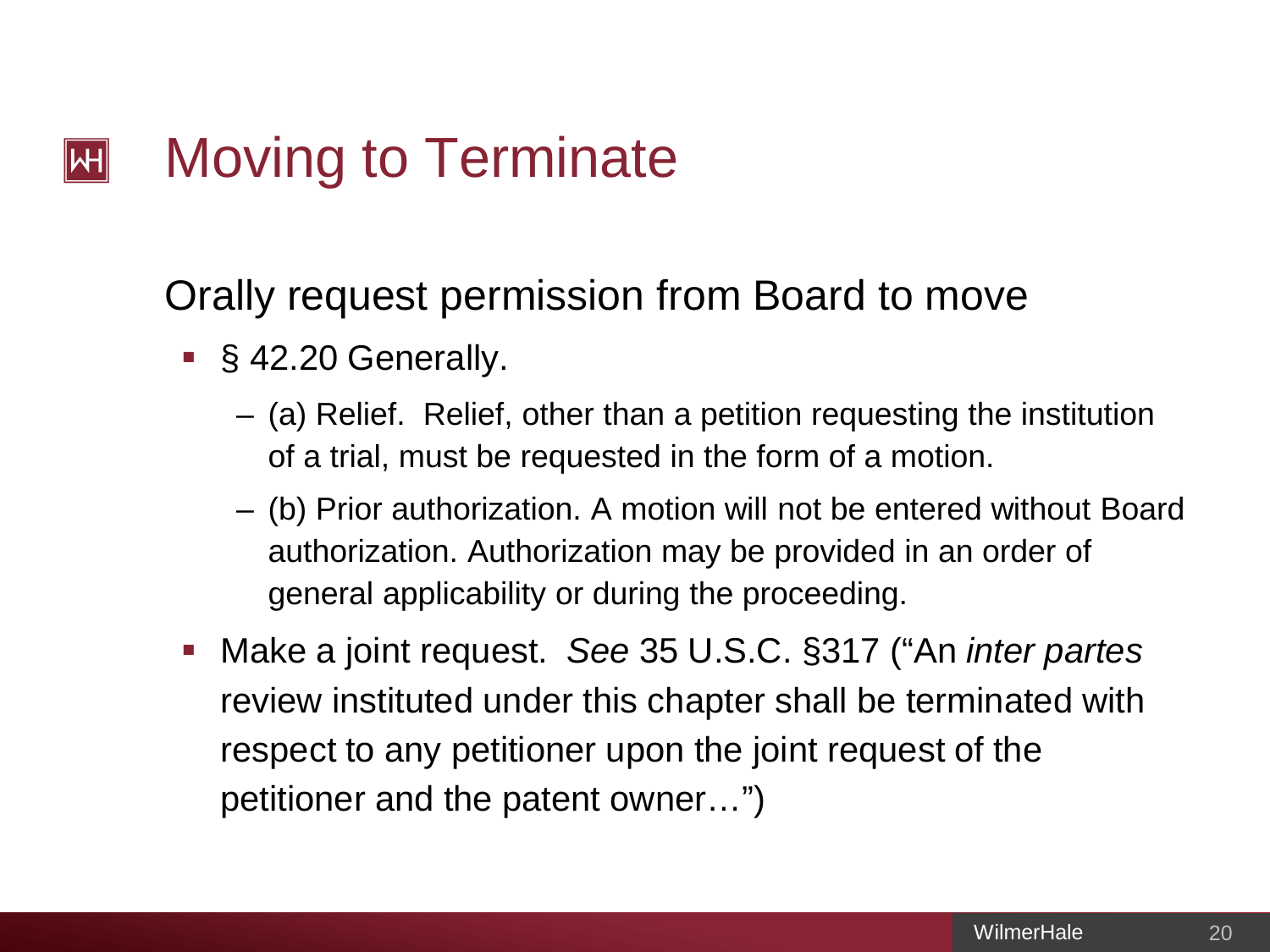# Moving to Terminate

Orally request permission from Board to move

- § 42.20 Generally.
  - (a) Relief. Relief, other than a petition requesting the institution of a trial, must be requested in the form of a motion.
  - (b) Prior authorization. A motion will not be entered without Board authorization. Authorization may be provided in an order of general applicability or during the proceeding.
- Make a joint request. *See* 35 U.S.C. §317 ("An *inter partes* review instituted under this chapter shall be terminated with respect to any petitioner upon the joint request of the petitioner and the patent owner…")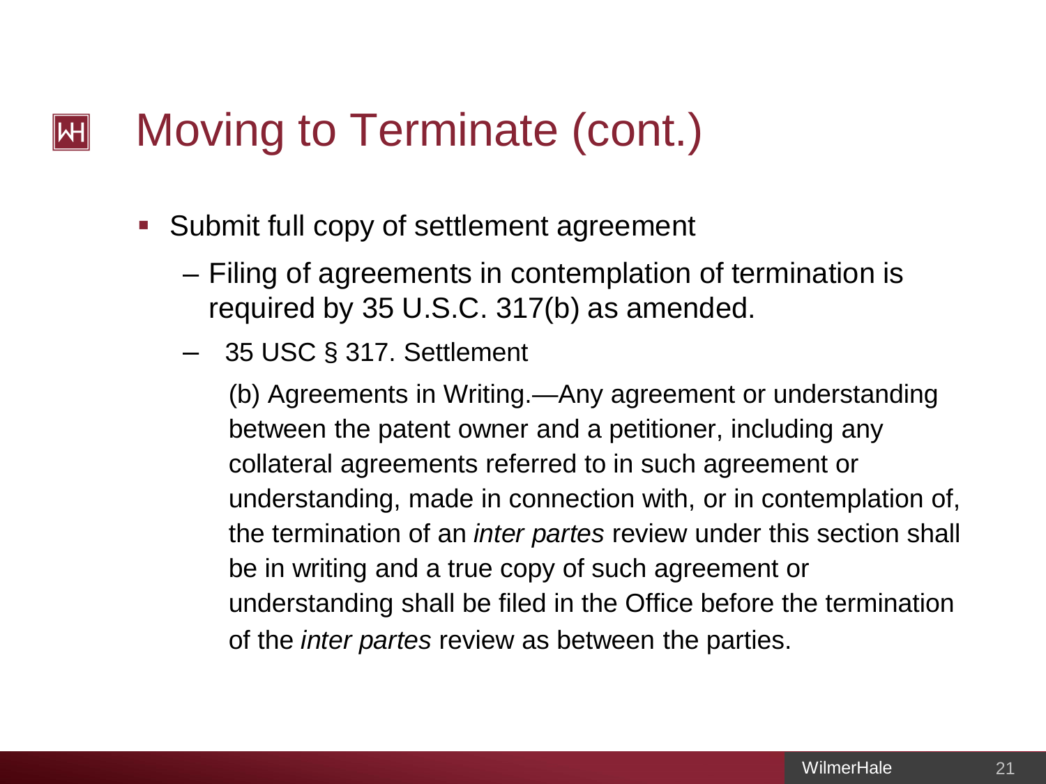# Moving to Terminate (cont.)

- Submit full copy of settlement agreement
  - Filing of agreements in contemplation of termination is required by 35 U.S.C. 317(b) as amended.
  - 35 USC § 317. Settlement

    (b) Agreements in Writing.—Any agreement or understanding between the patent owner and a petitioner, including any collateral agreements referred to in such agreement or understanding, made in connection with, or in contemplation of, the termination of an *inter partes* review under this section shall be in writing and a true copy of such agreement or understanding shall be filed in the Office before the termination of the *inter partes* review as between the parties.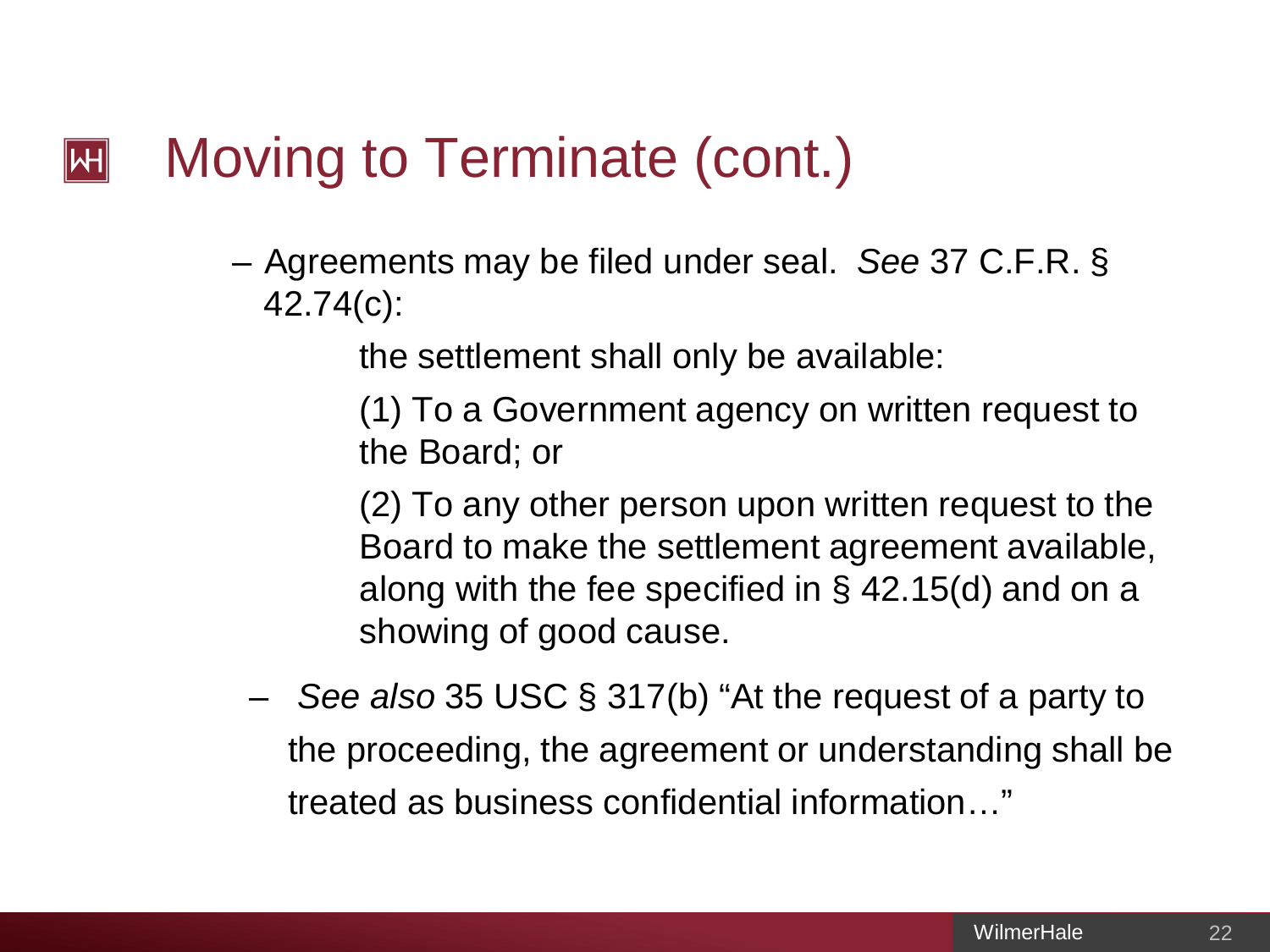# Moving to Terminate (cont.)

- Agreements may be filed under seal. *See* 37 C.F.R. § 42.74(c):

  > the settlement shall only be available:
  >
  > (1) To a Government agency on written request to the Board; or
  >
  > (2) To any other person upon written request to the Board to make the settlement agreement available, along with the fee specified in § 42.15(d) and on a showing of good cause.

- *See also* 35 USC § 317(b) "At the request of a party to the proceeding, the agreement or understanding shall be treated as business confidential information…"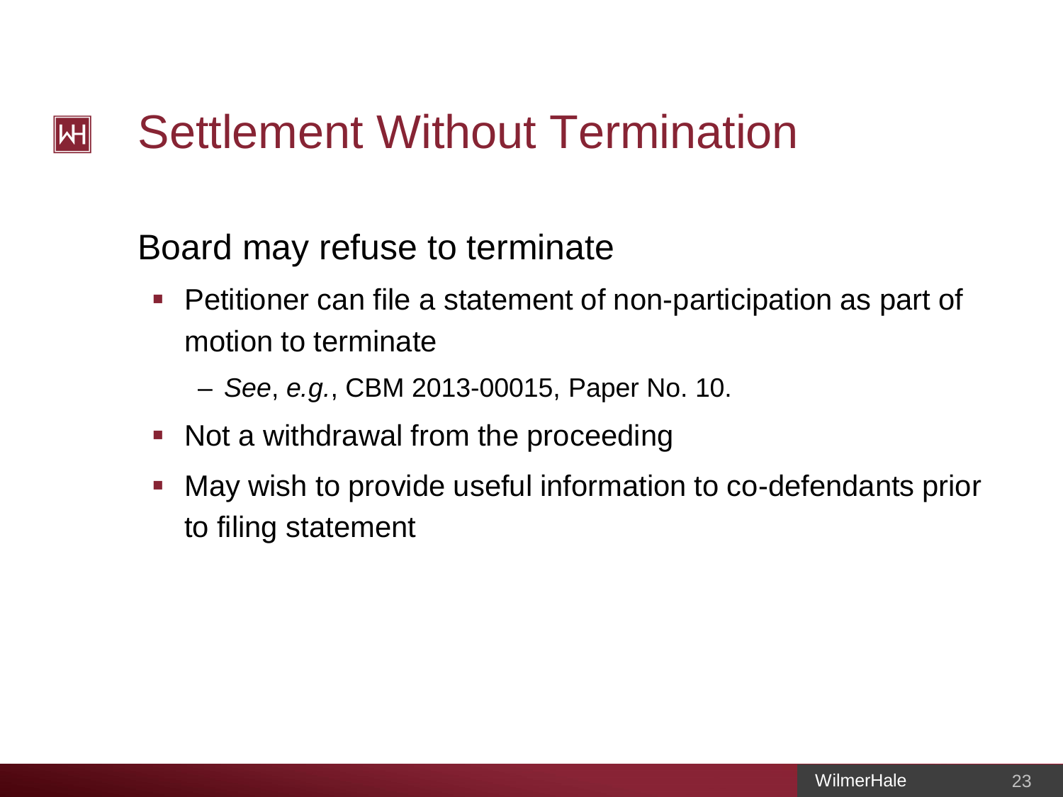# Settlement Without Termination

Board may refuse to terminate

- Petitioner can file a statement of non-participation as part of motion to terminate
  - *See*, *e.g.*, CBM 2013-00015, Paper No. 10.
- Not a withdrawal from the proceeding
- May wish to provide useful information to co-defendants prior to filing statement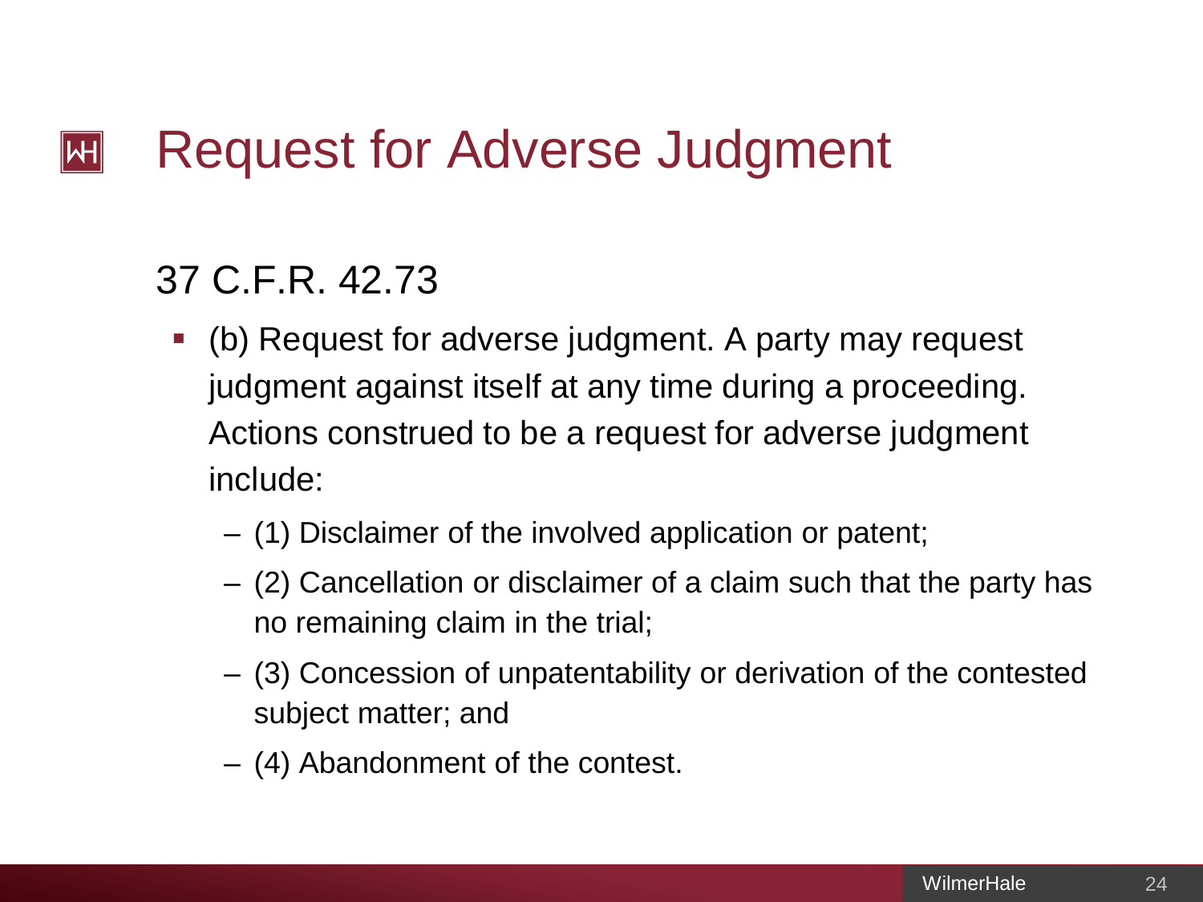# Request for Adverse Judgment

## 37 C.F.R. 42.73

- (b) Request for adverse judgment. A party may request judgment against itself at any time during a proceeding. Actions construed to be a request for adverse judgment include:
  - (1) Disclaimer of the involved application or patent;
  - (2) Cancellation or disclaimer of a claim such that the party has no remaining claim in the trial;
  - (3) Concession of unpatentability or derivation of the contested subject matter; and
  - (4) Abandonment of the contest.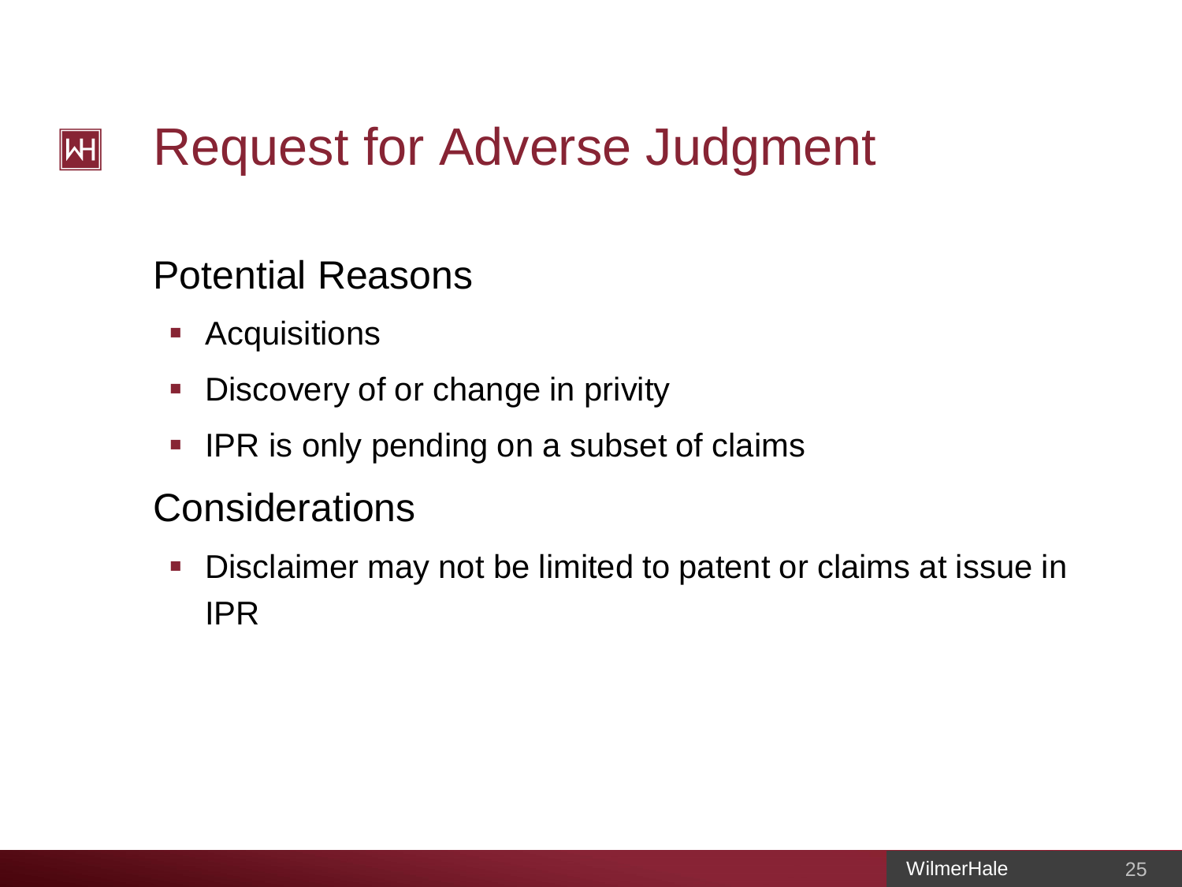# Request for Adverse Judgment

## Potential Reasons

- Acquisitions
- Discovery of or change in privity
- IPR is only pending on a subset of claims

## Considerations

- Disclaimer may not be limited to patent or claims at issue in IPR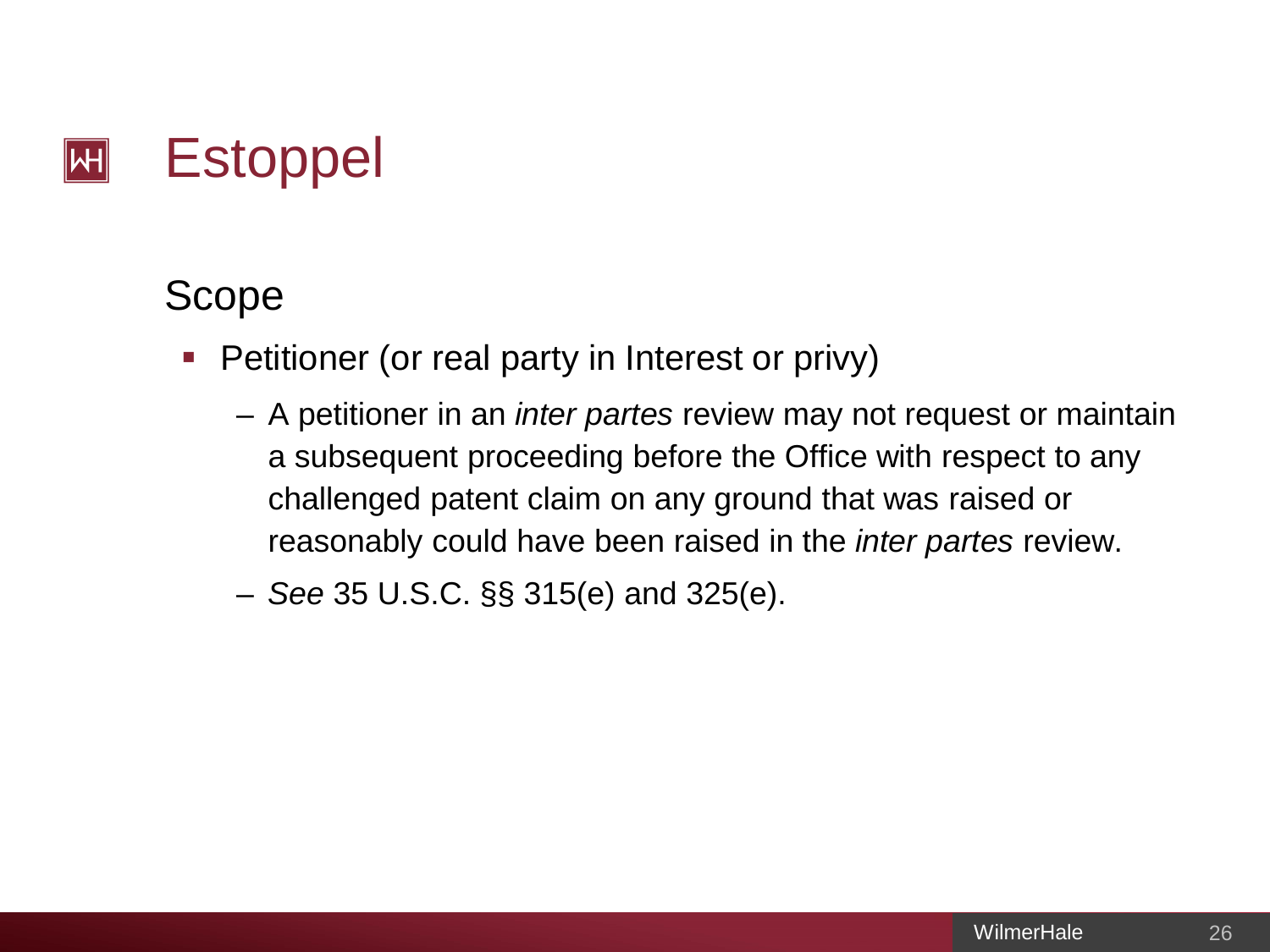# Estoppel

## Scope

- Petitioner (or real party in Interest or privy)
  - A petitioner in an *inter partes* review may not request or maintain a subsequent proceeding before the Office with respect to any challenged patent claim on any ground that was raised or reasonably could have been raised in the *inter partes* review.
  - *See* 35 U.S.C. §§ 315(e) and 325(e).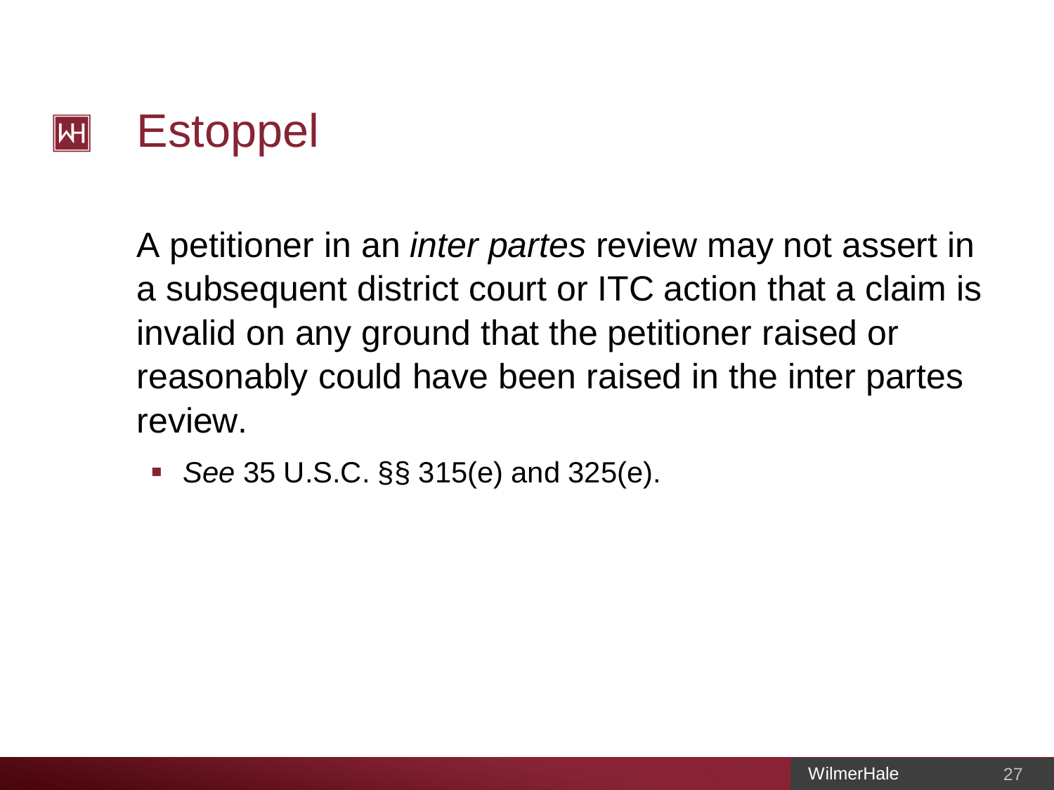# Estoppel

A petitioner in an *inter partes* review may not assert in a subsequent district court or ITC action that a claim is invalid on any ground that the petitioner raised or reasonably could have been raised in the inter partes review.

- *See* 35 U.S.C. §§ 315(e) and 325(e).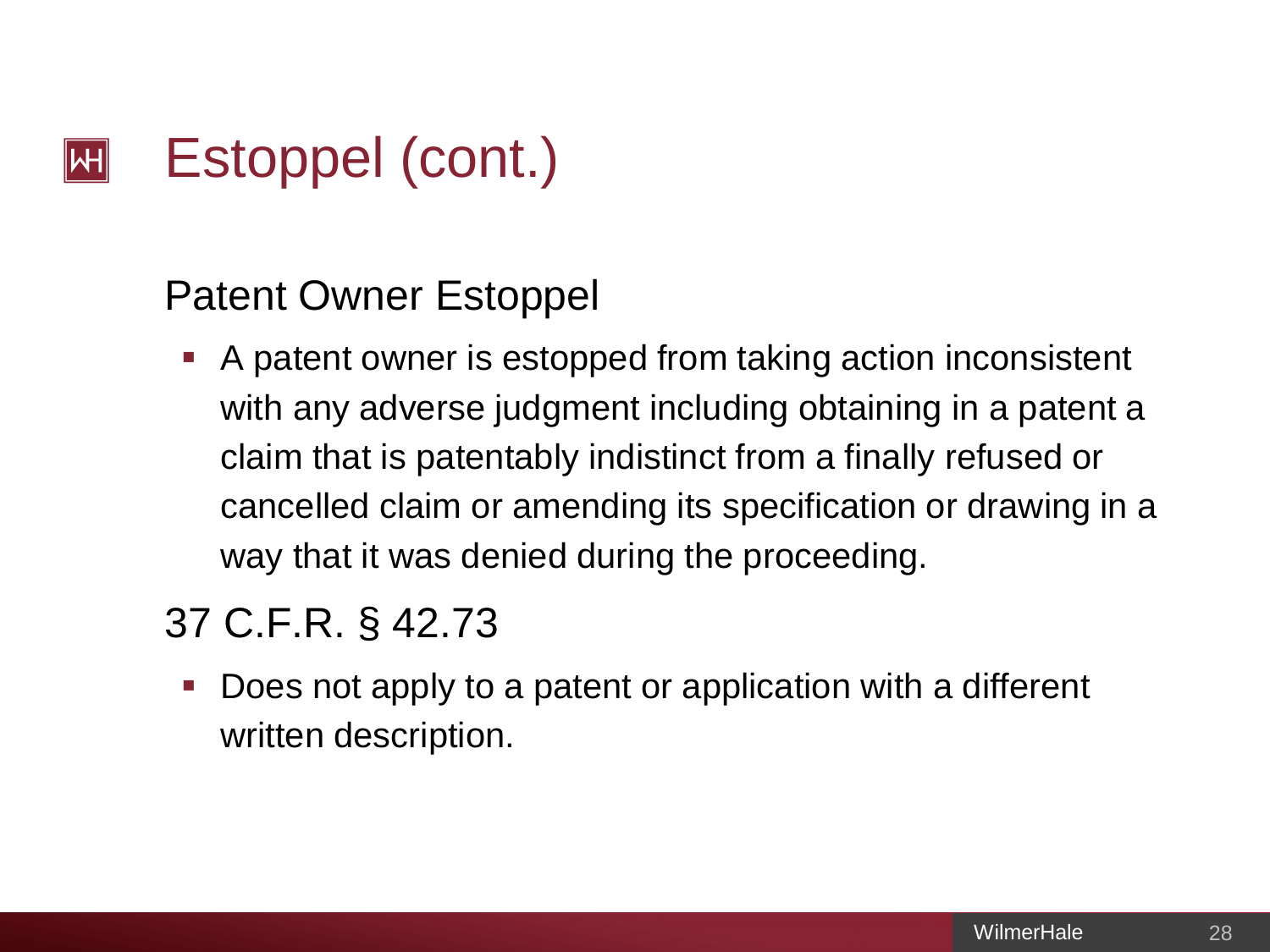# Estoppel (cont.)

## Patent Owner Estoppel

- A patent owner is estopped from taking action inconsistent with any adverse judgment including obtaining in a patent a claim that is patentably indistinct from a finally refused or cancelled claim or amending its specification or drawing in a way that it was denied during the proceeding.

## 37 C.F.R. § 42.73

- Does not apply to a patent or application with a different written description.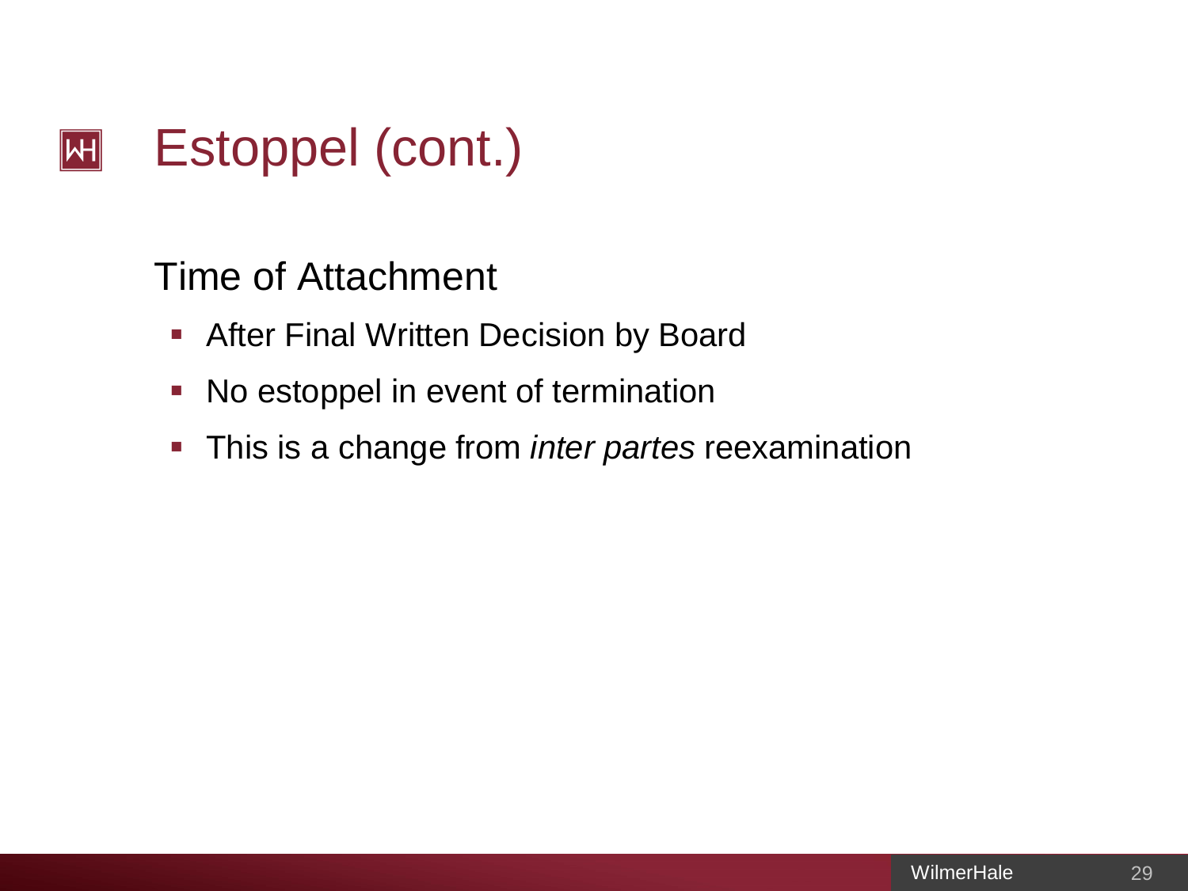# Estoppel (cont.)

## Time of Attachment

- After Final Written Decision by Board
- No estoppel in event of termination
- This is a change from *inter partes* reexamination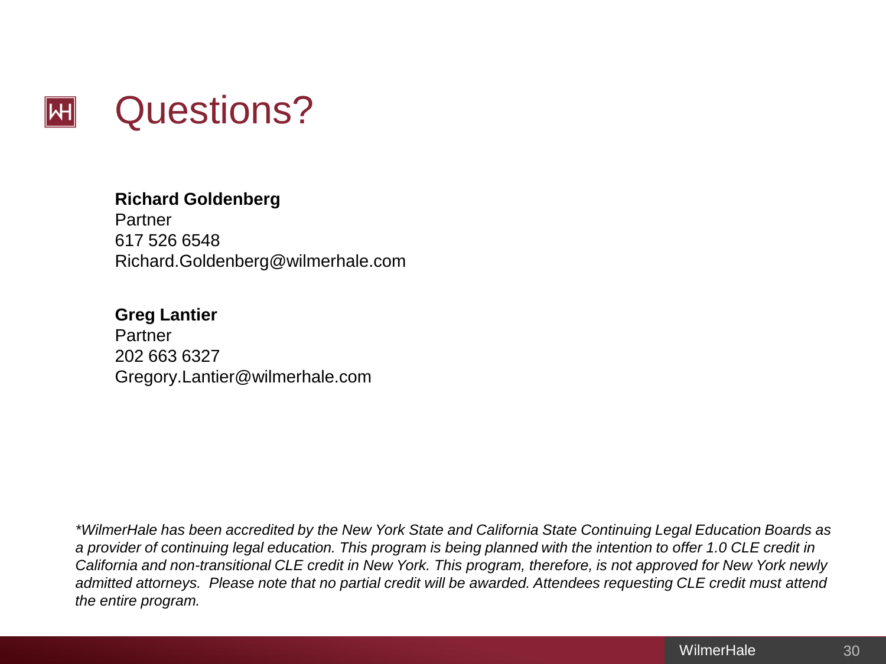# Questions?

**Richard Goldenberg**
Partner
617 526 6548
Richard.Goldenberg@wilmerhale.com

**Greg Lantier**
Partner
202 663 6327
Gregory.Lantier@wilmerhale.com

*\*WilmerHale has been accredited by the New York State and California State Continuing Legal Education Boards as a provider of continuing legal education. This program is being planned with the intention to offer 1.0 CLE credit in California and non-transitional CLE credit in New York. This program, therefore, is not approved for New York newly admitted attorneys. Please note that no partial credit will be awarded. Attendees requesting CLE credit must attend the entire program.*